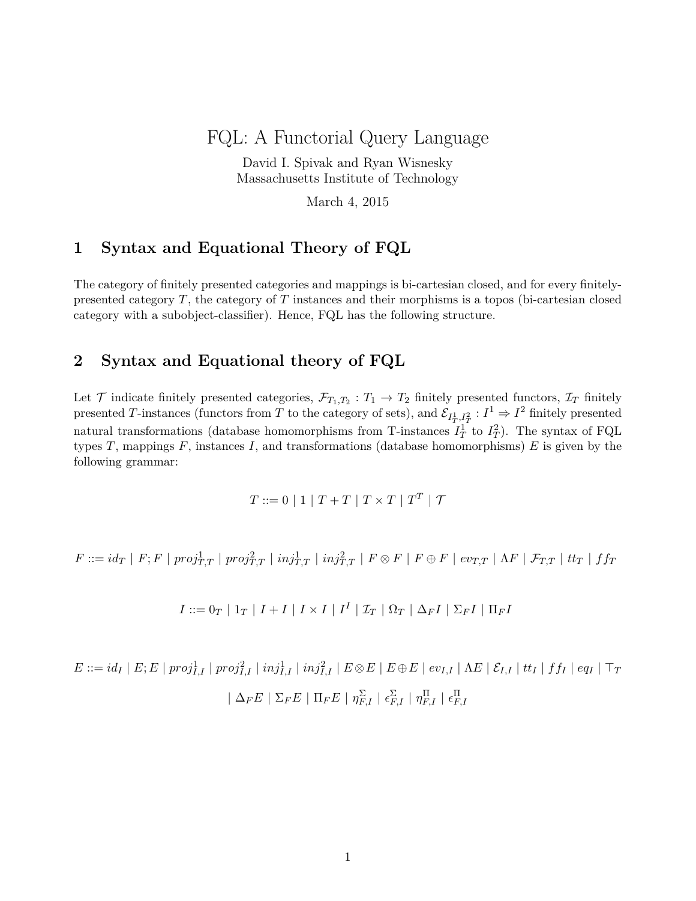# FQL: A Functorial Query Language

David I. Spivak and Ryan Wisnesky
Massachusetts Institute of Technology

March 4, 2015

## 1 Syntax and Equational Theory of FQL

The category of finitely presented categories and mappings is bi-cartesian closed, and for every finitely-presented category $T$, the category of $T$ instances and their morphisms is a topos (bi-cartesian closed category with a subobject-classifier). Hence, FQL has the following structure.

## 2 Syntax and Equational theory of FQL

Let $\mathcal{T}$ indicate finitely presented categories, $\mathcal{F}_{T_1,T_2} : T_1 \to T_2$ finitely presented functors, $\mathcal{I}_T$ finitely presented $T$-instances (functors from $T$ to the category of sets), and $\mathcal{E}_{I^1_T, I^2_T} : I^1 \Rightarrow I^2$ finitely presented natural transformations (database homomorphisms from T-instances $I^1_T$ to $I^2_T$). The syntax of FQL types $T$, mappings $F$, instances $I$, and transformations (database homomorphisms) $E$ is given by the following grammar:

$$T ::= 0 \mid 1 \mid T + T \mid T \times T \mid T^T \mid \mathcal{T}$$

$$F ::= id_T \mid F;F \mid proj^1_{T,T} \mid proj^2_{T,T} \mid inj^1_{T,T} \mid inj^2_{T,T} \mid F \otimes F \mid F \oplus F \mid ev_{T,T} \mid \Lambda F \mid \mathcal{F}_{T,T} \mid tt_T \mid ff_T$$

$$I ::= 0_T \mid 1_T \mid I + I \mid I \times I \mid I^I \mid \mathcal{I}_T \mid \Omega_T \mid \Delta_F I \mid \Sigma_F I \mid \Pi_F I$$

$$E ::= id_I \mid E;E \mid proj^1_{I,I} \mid proj^2_{I,I} \mid inj^1_{I,I} \mid inj^2_{I,I} \mid E \otimes E \mid E \oplus E \mid ev_{I,I} \mid \Lambda E \mid \mathcal{E}_{I,I} \mid tt_I \mid ff_I \mid eq_I \mid \top_T$$

$$\mid \Delta_F E \mid \Sigma_F E \mid \Pi_F E \mid \eta^{\Sigma}_{F,I} \mid \epsilon^{\Sigma}_{F,I} \mid \eta^{\Pi}_{F,I} \mid \epsilon^{\Pi}_{F,I}$$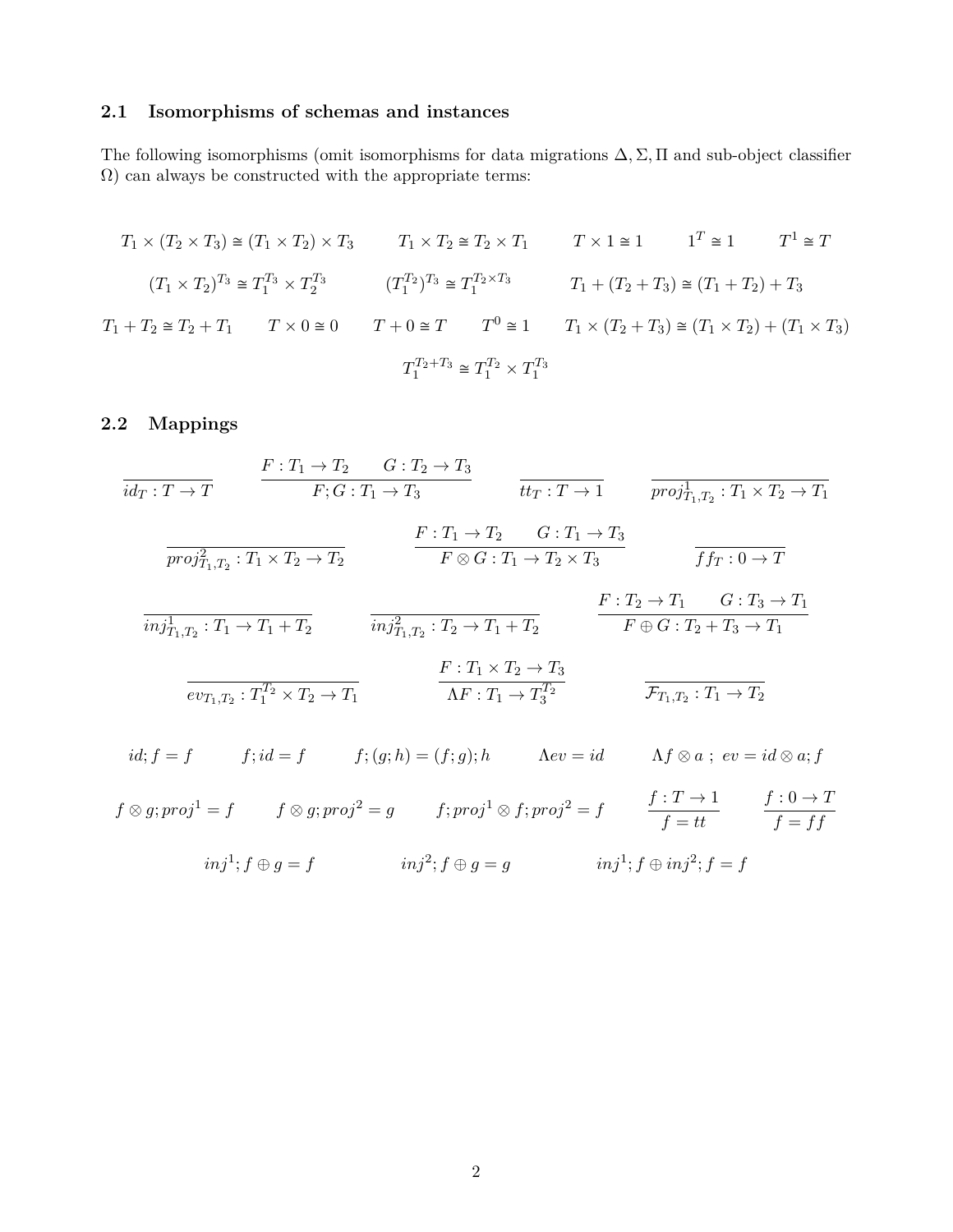### 2.1 Isomorphisms of schemas and instances

The following isomorphisms (omit isomorphisms for data migrations $\Delta, \Sigma, \Pi$ and sub-object classifier $\Omega$) can always be constructed with the appropriate terms:

$$T_1 \times (T_2 \times T_3) \cong (T_1 \times T_2) \times T_3 \qquad T_1 \times T_2 \cong T_2 \times T_1 \qquad T \times 1 \cong 1 \qquad 1^T \cong 1 \qquad T^1 \cong T$$

$$(T_1 \times T_2)^{T_3} \cong T_1^{T_3} \times T_2^{T_3} \qquad (T_1^{T_2})^{T_3} \cong T_1^{T_2 \times T_3} \qquad T_1 + (T_2 + T_3) \cong (T_1 + T_2) + T_3$$

$$T_1 + T_2 \cong T_2 + T_1 \qquad T \times 0 \cong 0 \qquad T + 0 \cong T \qquad T^0 \cong 1 \qquad T_1 \times (T_2 + T_3) \cong (T_1 \times T_2) + (T_1 \times T_3)$$

$$T_1^{T_2 + T_3} \cong T_1^{T_2} \times T_1^{T_3}$$

### 2.2 Mappings

$$\frac{}{id_T : T \to T} \qquad \frac{F : T_1 \to T_2 \qquad G : T_2 \to T_3}{F;G : T_1 \to T_3} \qquad \frac{}{tt_T : T \to 1} \qquad \frac{}{proj^1_{T_1,T_2} : T_1 \times T_2 \to T_1}$$

$$\frac{}{proj^2_{T_1,T_2} : T_1 \times T_2 \to T_2} \qquad \frac{F : T_1 \to T_2 \qquad G : T_1 \to T_3}{F \otimes G : T_1 \to T_2 \times T_3} \qquad \frac{}{ff_T : 0 \to T}$$

$$\frac{}{inj^1_{T_1,T_2} : T_1 \to T_1 + T_2} \qquad \frac{}{inj^2_{T_1,T_2} : T_2 \to T_1 + T_2} \qquad \frac{F : T_2 \to T_1 \qquad G : T_3 \to T_1}{F \oplus G : T_2 + T_3 \to T_1}$$

$$\frac{}{ev_{T_1,T_2} : T_1^{T_2} \times T_2 \to T_1} \qquad \frac{F : T_1 \times T_2 \to T_3}{\Lambda F : T_1 \to T_3^{T_2}} \qquad \frac{}{\mathcal{F}_{T_1,T_2} : T_1 \to T_2}$$

$$id;f = f \qquad f;id = f \qquad f;(g;h) = (f;g);h \qquad \Lambda ev = id \qquad \Lambda f \otimes a \ ; \ ev = id \otimes a; f$$

$$f \otimes g; proj^1 = f \qquad f \otimes g; proj^2 = g \qquad f; proj^1 \otimes f; proj^2 = f \qquad \frac{f : T \to 1}{f = tt} \qquad \frac{f : 0 \to T}{f = ff}$$

$$inj^1; f \oplus g = f \qquad inj^2; f \oplus g = g \qquad inj^1; f \oplus inj^2; f = f$$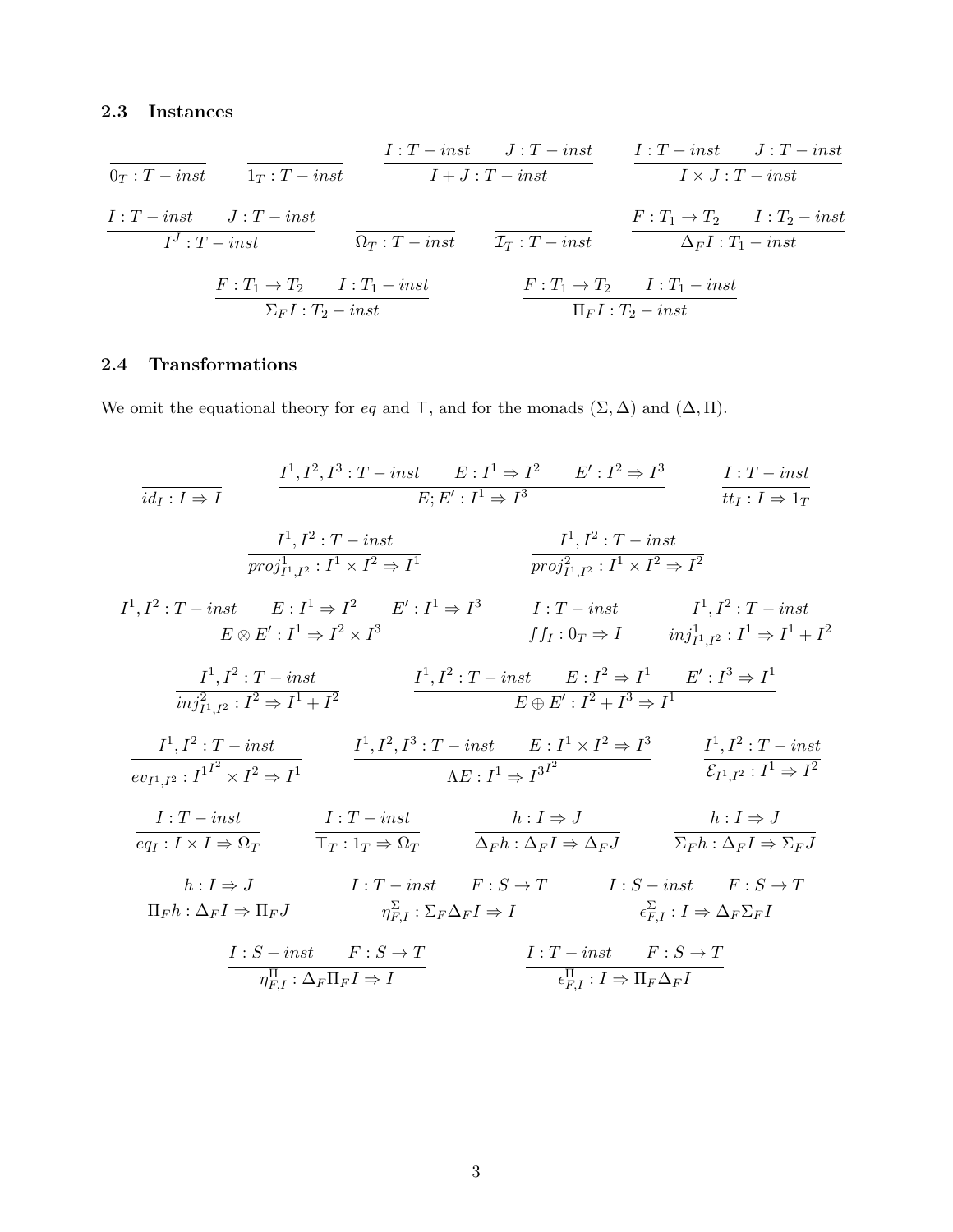### 2.3 Instances

$$\frac{}{0_T : T-inst} \qquad \frac{}{1_T : T-inst} \qquad \frac{I : T-inst \qquad J : T-inst}{I + J : T-inst} \qquad \frac{I : T-inst \qquad J : T-inst}{I \times J : T-inst}$$

$$\frac{I : T-inst \qquad J : T-inst}{I^J : T-inst} \qquad \frac{}{\Omega_T : T-inst} \qquad \frac{}{\mathcal{I}_T : T-inst} \qquad \frac{F : T_1 \to T_2 \qquad I : T_2-inst}{\Delta_F I : T_1-inst}$$

$$\frac{F : T_1 \to T_2 \qquad I : T_1-inst}{\Sigma_F I : T_2-inst} \qquad \frac{F : T_1 \to T_2 \qquad I : T_1-inst}{\Pi_F I : T_2-inst}$$

### 2.4 Transformations

We omit the equational theory for $eq$ and $\top$, and for the monads $(\Sigma, \Delta)$ and $(\Delta, \Pi)$.

$$\frac{}{id_I : I \Rightarrow I} \qquad \frac{I^1, I^2, I^3 : T-inst \qquad E : I^1 \Rightarrow I^2 \qquad E' : I^2 \Rightarrow I^3}{E; E' : I^1 \Rightarrow I^3} \qquad \frac{I : T-inst}{tt_I : I \Rightarrow 1_T}$$

$$\frac{I^1, I^2 : T-inst}{proj^1_{I^1,I^2} : I^1 \times I^2 \Rightarrow I^1} \qquad \frac{I^1, I^2 : T-inst}{proj^2_{I^1,I^2} : I^1 \times I^2 \Rightarrow I^2}$$

$$\frac{I^1, I^2 : T-inst \qquad E : I^1 \Rightarrow I^2 \qquad E' : I^1 \Rightarrow I^3}{E \otimes E' : I^1 \Rightarrow I^2 \times I^3} \qquad \frac{I : T-inst}{ff_I : 0_T \Rightarrow I} \qquad \frac{I^1, I^2 : T-inst}{inj^1_{I^1,I^2} : I^1 \Rightarrow I^1 + I^2}$$

$$\frac{I^1, I^2 : T-inst}{inj^2_{I^1,I^2} : I^2 \Rightarrow I^1 + I^2} \qquad \frac{I^1, I^2 : T-inst \qquad E : I^2 \Rightarrow I^1 \qquad E' : I^3 \Rightarrow I^1}{E \oplus E' : I^2 + I^3 \Rightarrow I^1}$$

$$\frac{I^1, I^2 : T-inst}{ev_{I^1,I^2} : {I^1}^{I^2} \times I^2 \Rightarrow I^1} \qquad \frac{I^1, I^2, I^3 : T-inst \qquad E : I^1 \times I^2 \Rightarrow I^3}{\Lambda E : I^1 \Rightarrow {I^3}^{I^2}} \qquad \frac{I^1, I^2 : T-inst}{\mathcal{E}_{I^1,I^2} : I^1 \Rightarrow I^2}$$

$$\frac{I : T-inst}{eq_I : I \times I \Rightarrow \Omega_T} \qquad \frac{I : T-inst}{\top_T : 1_T \Rightarrow \Omega_T} \qquad \frac{h : I \Rightarrow J}{\Delta_F h : \Delta_F I \Rightarrow \Delta_F J} \qquad \frac{h : I \Rightarrow J}{\Sigma_F h : \Delta_F I \Rightarrow \Sigma_F J}$$

$$\frac{h : I \Rightarrow J}{\Pi_F h : \Delta_F I \Rightarrow \Pi_F J} \qquad \frac{I : T-inst \qquad F : S \to T}{\eta^{\Sigma}_{F,I} : \Sigma_F \Delta_F I \Rightarrow I} \qquad \frac{I : S-inst \qquad F : S \to T}{\epsilon^{\Sigma}_{F,I} : I \Rightarrow \Delta_F \Sigma_F I}$$

$$\frac{I : S-inst \qquad F : S \to T}{\eta^{\Pi}_{F,I} : \Delta_F \Pi_F I \Rightarrow I} \qquad \frac{I : T-inst \qquad F : S \to T}{\epsilon^{\Pi}_{F,I} : I \Rightarrow \Pi_F \Delta_F I}$$